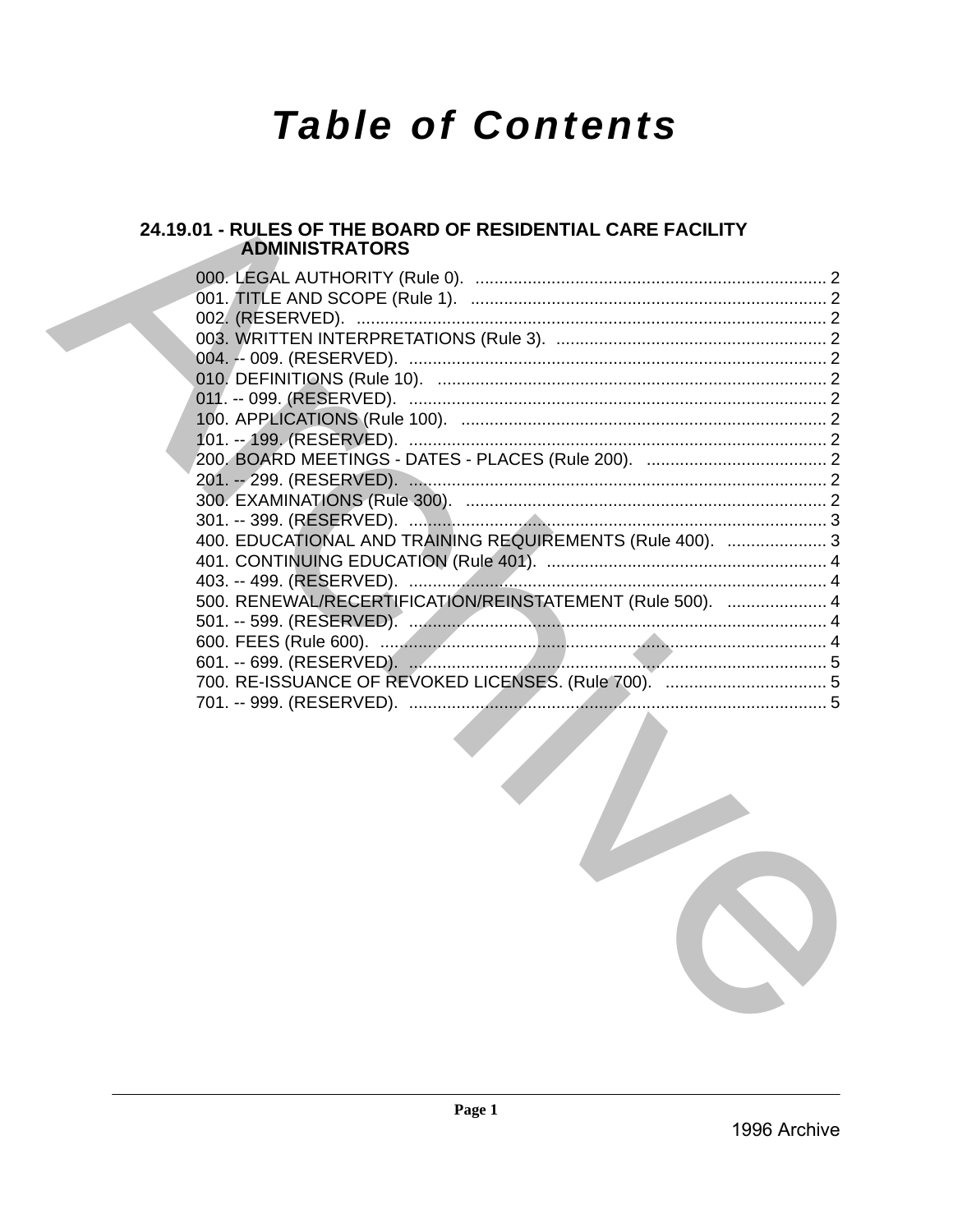# Table of Contents

## 24.19.01 - RULES OF THE BOARD OF RESIDENTIAL CARE FACILITY ADMINISTRATORS

000. LEGAL AUTHORITY (Rule 0). .......................................................................... 2
001. TITLE AND SCOPE (Rule 1). .......................................................................... 2
002. (RESERVED). .................................................................................................. 2
003. WRITTEN INTERPRETATIONS (Rule 3). ......................................................... 2
004. -- 009. (RESERVED). ........................................................................................ 2
010. DEFINITIONS (Rule 10). .................................................................................. 2
011. -- 099. (RESERVED). ........................................................................................ 2
100. APPLICATIONS (Rule 100). ............................................................................. 2
101. -- 199. (RESERVED). ........................................................................................ 2
200. BOARD MEETINGS - DATES - PLACES (Rule 200). ...................................... 2
201. -- 299. (RESERVED). ........................................................................................ 2
300. EXAMINATIONS (Rule 300). ............................................................................ 2
301. -- 399. (RESERVED). ........................................................................................ 3
400. EDUCATIONAL AND TRAINING REQUIREMENTS (Rule 400). ..................... 3
401. CONTINUING EDUCATION (Rule 401). ........................................................... 4
403. -- 499. (RESERVED). ........................................................................................ 4
500. RENEWAL/RECERTIFICATION/REINSTATEMENT (Rule 500). ..................... 4
501. -- 599. (RESERVED). ........................................................................................ 4
600. FEES (Rule 600). .............................................................................................. 4
601. -- 699. (RESERVED). ........................................................................................ 5
700. RE-ISSUANCE OF REVOKED LICENSES. (Rule 700). .................................. 5
701. -- 999. (RESERVED). ........................................................................................ 5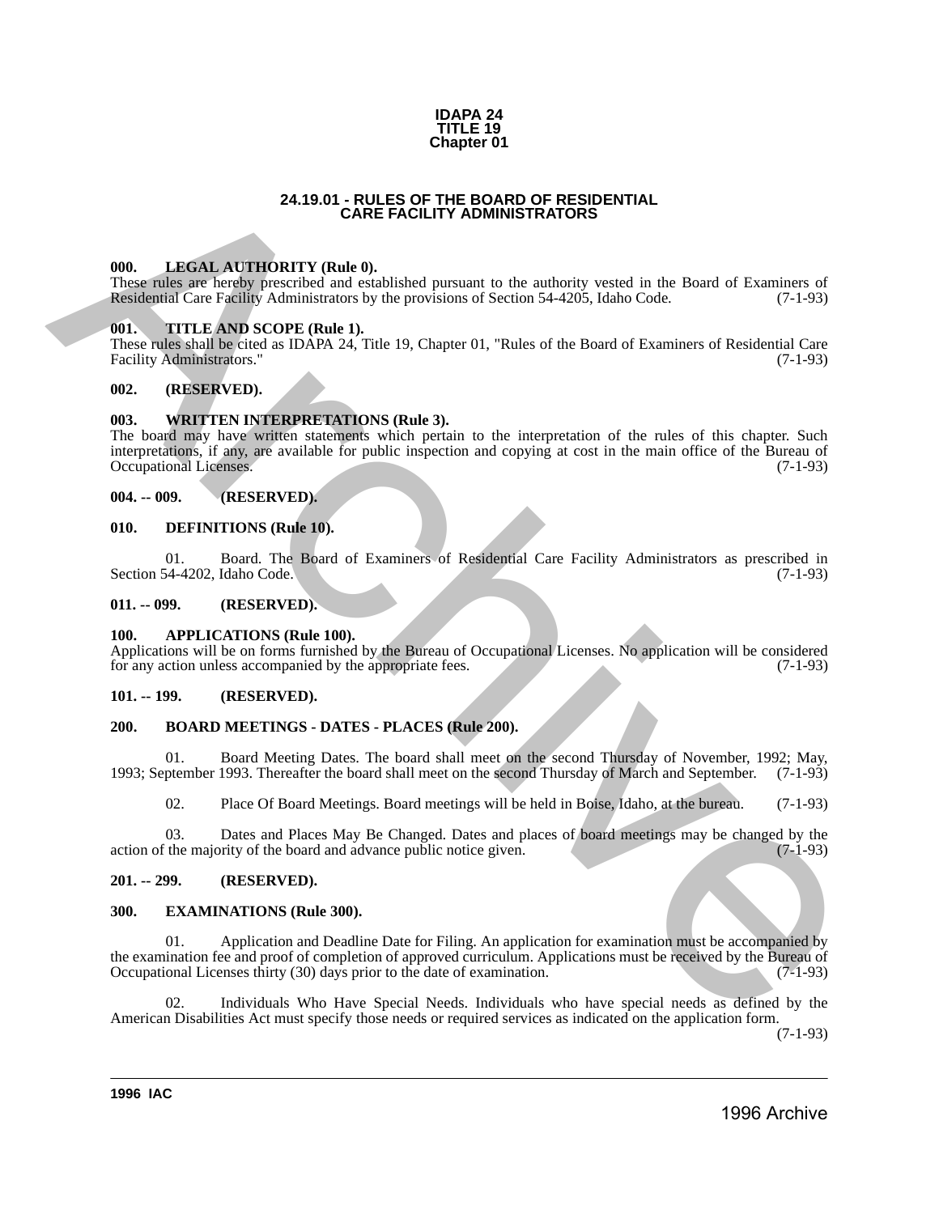IDAPA 24
TITLE 19
Chapter 01

# 24.19.01 - RULES OF THE BOARD OF RESIDENTIAL CARE FACILITY ADMINISTRATORS

**000. LEGAL AUTHORITY (Rule 0).**
These rules are hereby prescribed and established pursuant to the authority vested in the Board of Examiners of Residential Care Facility Administrators by the provisions of Section 54-4205, Idaho Code. (7-1-93)

**001. TITLE AND SCOPE (Rule 1).**
These rules shall be cited as IDAPA 24, Title 19, Chapter 01, "Rules of the Board of Examiners of Residential Care Facility Administrators." (7-1-93)

**002. (RESERVED).**

**003. WRITTEN INTERPRETATIONS (Rule 3).**
The board may have written statements which pertain to the interpretation of the rules of this chapter. Such interpretations, if any, are available for public inspection and copying at cost in the main office of the Bureau of Occupational Licenses. (7-1-93)

**004. -- 009. (RESERVED).**

**010. DEFINITIONS (Rule 10).**

01. Board. The Board of Examiners of Residential Care Facility Administrators as prescribed in Section 54-4202, Idaho Code. (7-1-93)

**011. -- 099. (RESERVED).**

**100. APPLICATIONS (Rule 100).**
Applications will be on forms furnished by the Bureau of Occupational Licenses. No application will be considered for any action unless accompanied by the appropriate fees. (7-1-93)

**101. -- 199. (RESERVED).**

**200. BOARD MEETINGS - DATES - PLACES (Rule 200).**

01. Board Meeting Dates. The board shall meet on the second Thursday of November, 1992; May, 1993; September 1993. Thereafter the board shall meet on the second Thursday of March and September. (7-1-93)

02. Place Of Board Meetings. Board meetings will be held in Boise, Idaho, at the bureau. (7-1-93)

03. Dates and Places May Be Changed. Dates and places of board meetings may be changed by the action of the majority of the board and advance public notice given. (7-1-93)

**201. -- 299. (RESERVED).**

**300. EXAMINATIONS (Rule 300).**

01. Application and Deadline Date for Filing. An application for examination must be accompanied by the examination fee and proof of completion of approved curriculum. Applications must be received by the Bureau of Occupational Licenses thirty (30) days prior to the date of examination. (7-1-93)

02. Individuals Who Have Special Needs. Individuals who have special needs as defined by the American Disabilities Act must specify those needs or required services as indicated on the application form. (7-1-93)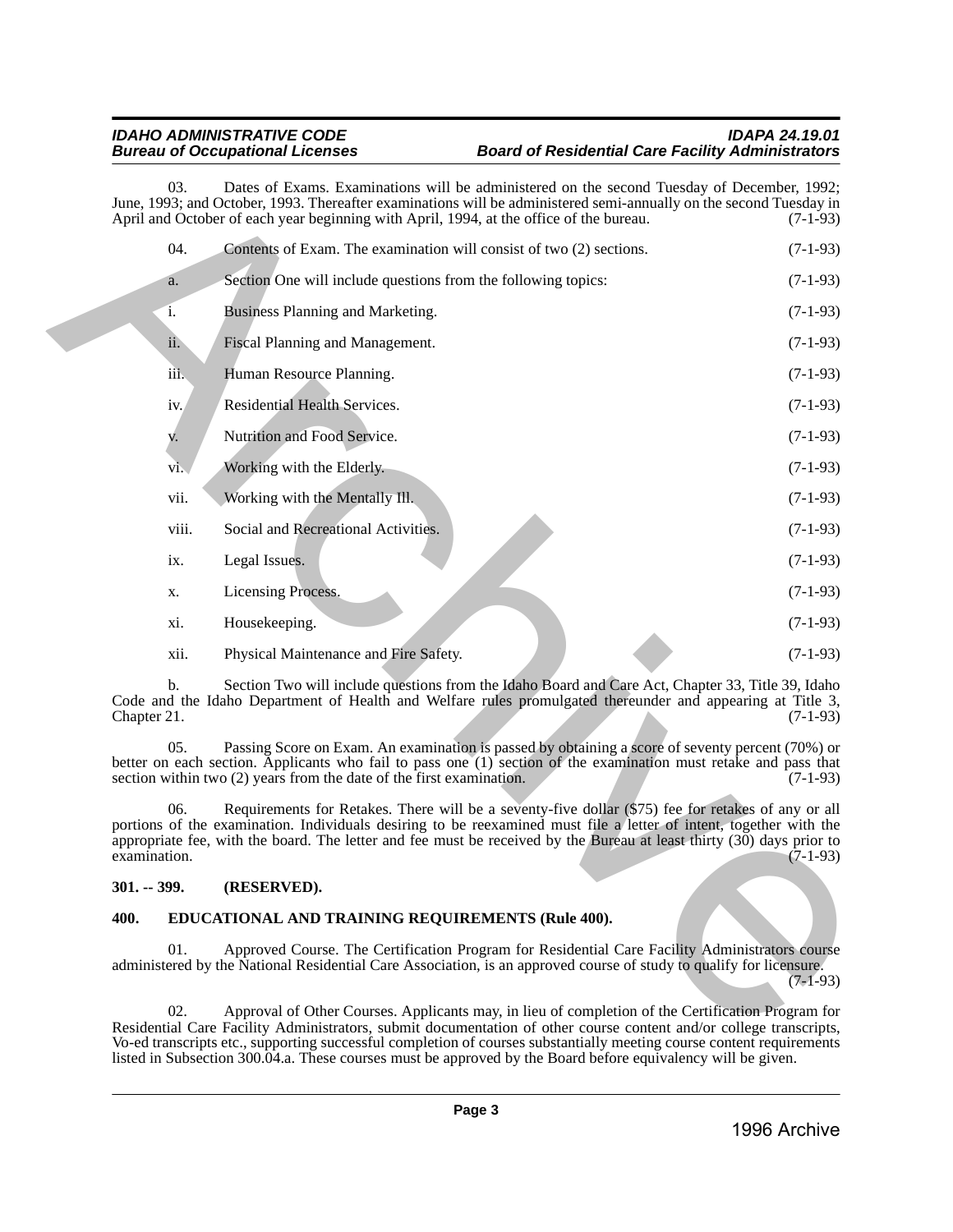03. Dates of Exams. Examinations will be administered on the second Tuesday of December, 1992; June, 1993; and October, 1993. Thereafter examinations will be administered semi-annually on the second Tuesday in April and October of each year beginning with April, 1994, at the office of the bureau. (7-1-93)

04. Contents of Exam. The examination will consist of two (2) sections. (7-1-93)

a. Section One will include questions from the following topics: (7-1-93)

i. Business Planning and Marketing. (7-1-93)

ii. Fiscal Planning and Management. (7-1-93)

iii. Human Resource Planning. (7-1-93)

iv. Residential Health Services. (7-1-93)

v. Nutrition and Food Service. (7-1-93)

vi. Working with the Elderly. (7-1-93)

vii. Working with the Mentally Ill. (7-1-93)

viii. Social and Recreational Activities. (7-1-93)

ix. Legal Issues. (7-1-93)

x. Licensing Process. (7-1-93)

xi. Housekeeping. (7-1-93)

xii. Physical Maintenance and Fire Safety. (7-1-93)

b. Section Two will include questions from the Idaho Board and Care Act, Chapter 33, Title 39, Idaho Code and the Idaho Department of Health and Welfare rules promulgated thereunder and appearing at Title 3, Chapter 21. (7-1-93)

05. Passing Score on Exam. An examination is passed by obtaining a score of seventy percent (70%) or better on each section. Applicants who fail to pass one (1) section of the examination must retake and pass that section within two (2) years from the date of the first examination. (7-1-93)

06. Requirements for Retakes. There will be a seventy-five dollar ($75) fee for retakes of any or all portions of the examination. Individuals desiring to be reexamined must file a letter of intent, together with the appropriate fee, with the board. The letter and fee must be received by the Bureau at least thirty (30) days prior to examination. (7-1-93)

**301. -- 399. (RESERVED).**

**400. EDUCATIONAL AND TRAINING REQUIREMENTS (Rule 400).**

01. Approved Course. The Certification Program for Residential Care Facility Administrators course administered by the National Residential Care Association, is an approved course of study to qualify for licensure. (7-1-93)

02. Approval of Other Courses. Applicants may, in lieu of completion of the Certification Program for Residential Care Facility Administrators, submit documentation of other course content and/or college transcripts, Vo-ed transcripts etc., supporting successful completion of courses substantially meeting course content requirements listed in Subsection 300.04.a. These courses must be approved by the Board before equivalency will be given.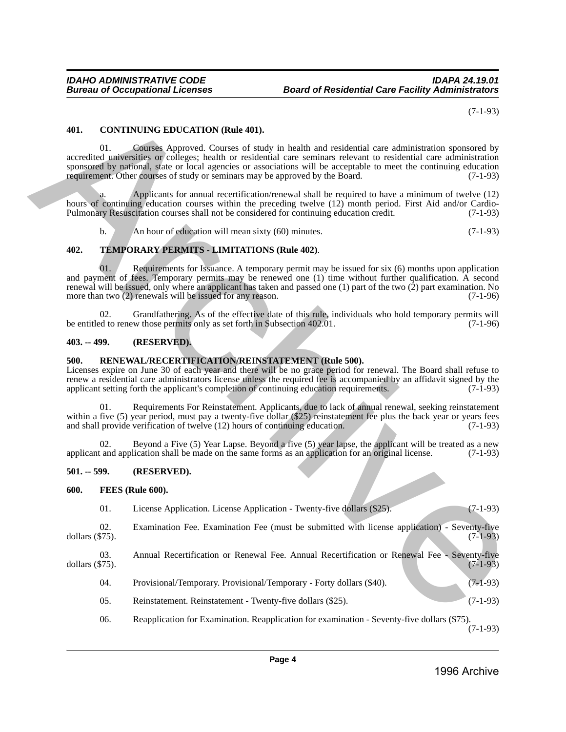(7-1-93)

### 401. CONTINUING EDUCATION (Rule 401).

01. Courses Approved. Courses of study in health and residential care administration sponsored by accredited universities or colleges; health or residential care seminars relevant to residential care administration sponsored by national, state or local agencies or associations will be acceptable to meet the continuing education requirement. Other courses of study or seminars may be approved by the Board. (7-1-93)

a. Applicants for annual recertification/renewal shall be required to have a minimum of twelve (12) hours of continuing education courses within the preceding twelve (12) month period. First Aid and/or Cardio-Pulmonary Resuscitation courses shall not be considered for continuing education credit. (7-1-93)

b. An hour of education will mean sixty (60) minutes. (7-1-93)

### 402. TEMPORARY PERMITS - LIMITATIONS (Rule 402).

01. Requirements for Issuance. A temporary permit may be issued for six (6) months upon application and payment of fees. Temporary permits may be renewed one (1) time without further qualification. A second renewal will be issued, only where an applicant has taken and passed one (1) part of the two (2) part examination. No more than two (2) renewals will be issued for any reason. (7-1-96)

02. Grandfathering. As of the effective date of this rule, individuals who hold temporary permits will be entitled to renew those permits only as set forth in Subsection 402.01. (7-1-96)

### 403. -- 499. (RESERVED).

### 500. RENEWAL/RECERTIFICATION/REINSTATEMENT (Rule 500).

Licenses expire on June 30 of each year and there will be no grace period for renewal. The Board shall refuse to renew a residential care administrators license unless the required fee is accompanied by an affidavit signed by the applicant setting forth the applicant's completion of continuing education requirements. (7-1-93)

01. Requirements For Reinstatement. Applicants, due to lack of annual renewal, seeking reinstatement within a five (5) year period, must pay a twenty-five dollar ($25) reinstatement fee plus the back year or years fees and shall provide verification of twelve (12) hours of continuing education. (7-1-93)

02. Beyond a Five (5) Year Lapse. Beyond a five (5) year lapse, the applicant will be treated as a new applicant and application shall be made on the same forms as an application for an original license. (7-1-93)

### 501. -- 599. (RESERVED).

### 600. FEES (Rule 600).

01. License Application. License Application - Twenty-five dollars ($25). (7-1-93)

02. Examination Fee. Examination Fee (must be submitted with license application) - Seventy-five dollars ($75). (7-1-93)

03. Annual Recertification or Renewal Fee. Annual Recertification or Renewal Fee - Seventy-five dollars ($75). (7-1-93)

04. Provisional/Temporary. Provisional/Temporary - Forty dollars ($40). (7-1-93)

05. Reinstatement. Reinstatement - Twenty-five dollars ($25). (7-1-93)

06. Reapplication for Examination. Reapplication for examination - Seventy-five dollars ($75). (7-1-93)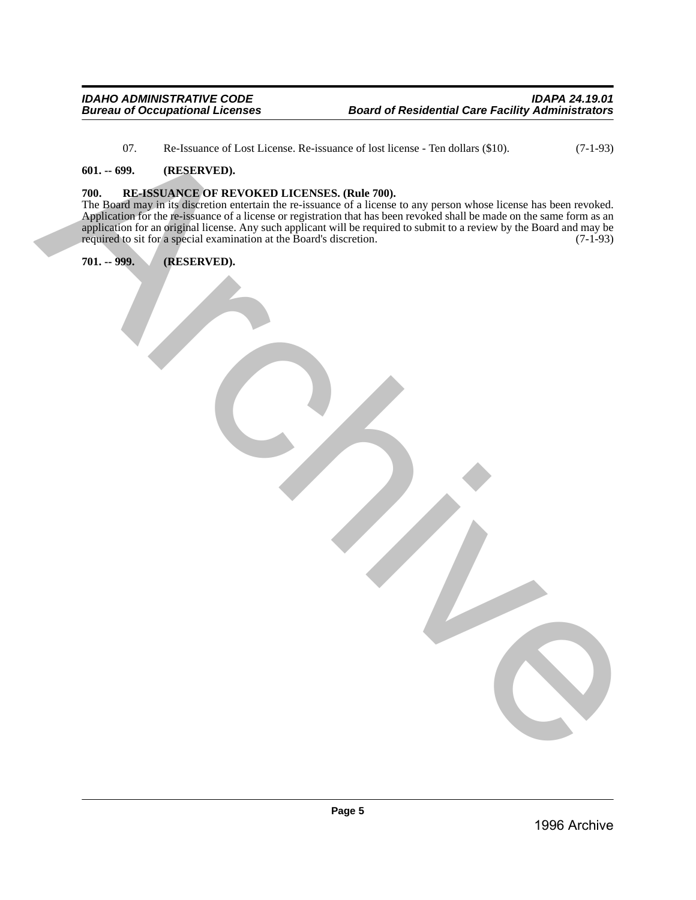07. Re-Issuance of Lost License. Re-issuance of lost license - Ten dollars ($10). (7-1-93)

**601. -- 699. (RESERVED).**

**700. RE-ISSUANCE OF REVOKED LICENSES. (Rule 700).**

The Board may in its discretion entertain the re-issuance of a license to any person whose license has been revoked. Application for the re-issuance of a license or registration that has been revoked shall be made on the same form as an application for an original license. Any such applicant will be required to submit to a review by the Board and may be required to sit for a special examination at the Board's discretion. (7-1-93)

**701. -- 999. (RESERVED).**